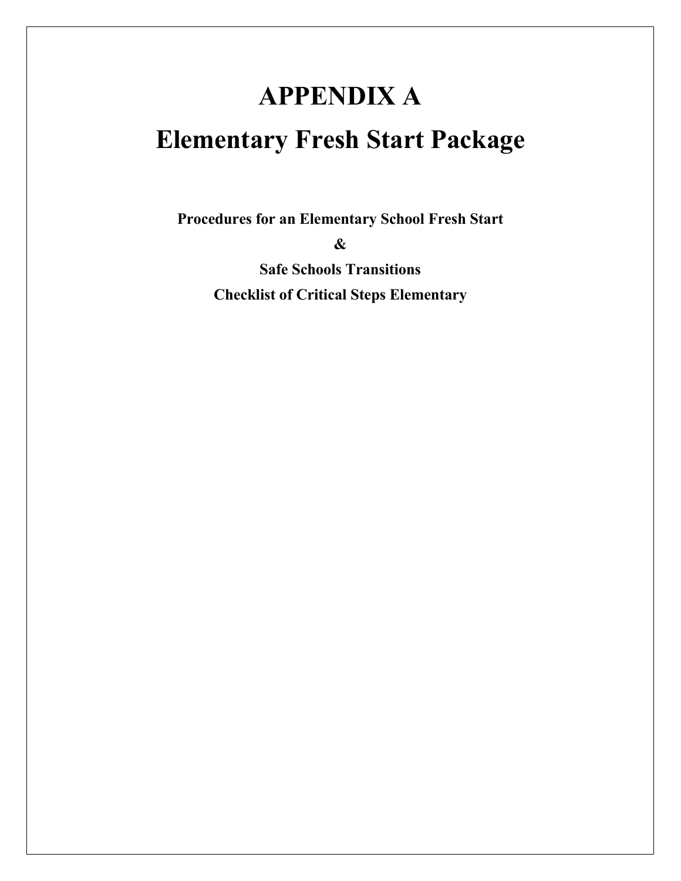# APPENDIX A

# Elementary Fresh Start Package

**Procedures for an Elementary School Fresh Start**

**&**

**Safe Schools Transitions**

**Checklist of Critical Steps Elementary**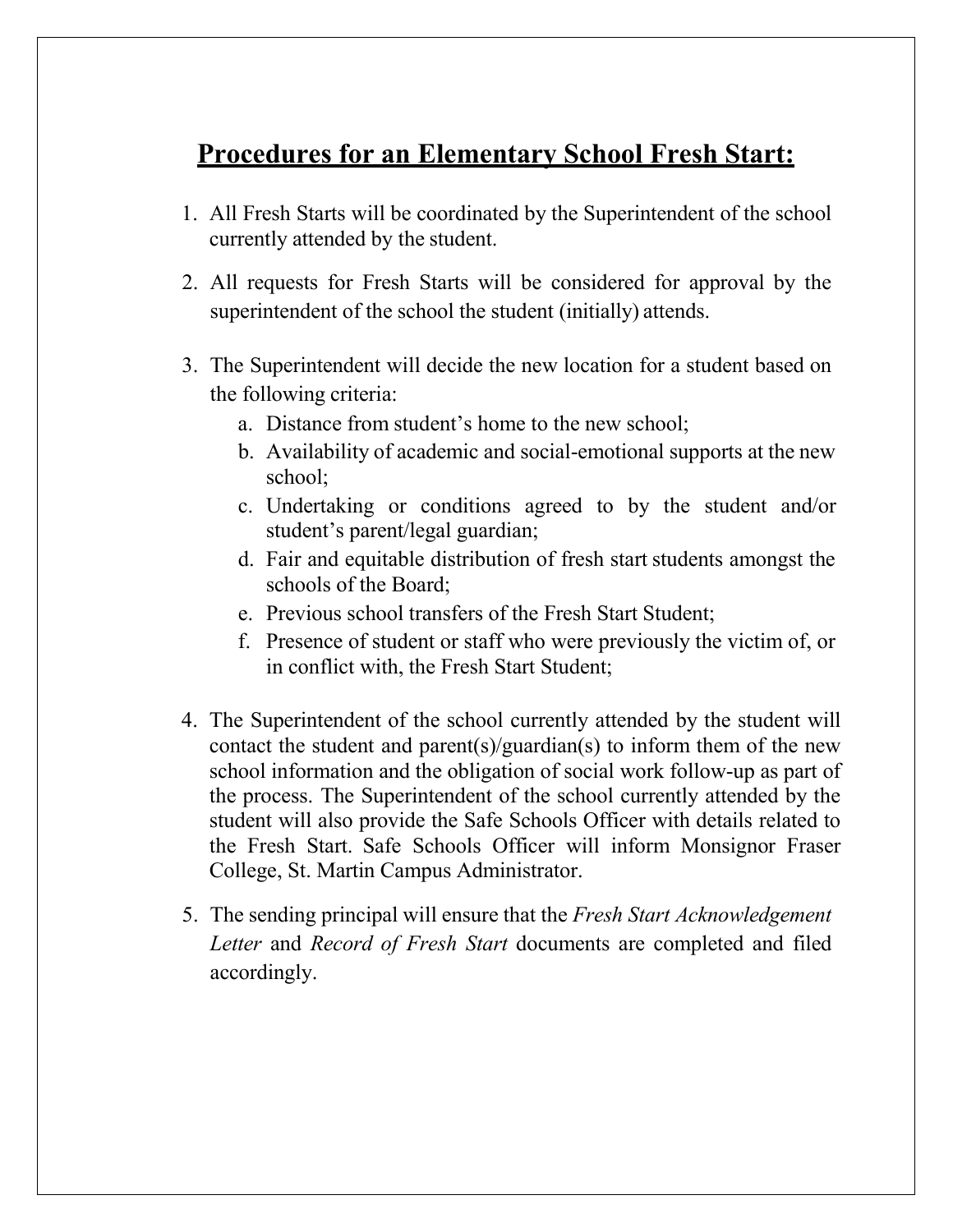## **Procedures for an Elementary School Fresh Start:**

1. All Fresh Starts will be coordinated by the Superintendent of the school currently attended by the student.

2. All requests for Fresh Starts will be considered for approval by the superintendent of the school the student (initially) attends.

3. The Superintendent will decide the new location for a student based on the following criteria:
   a. Distance from student's home to the new school;
   b. Availability of academic and social-emotional supports at the new school;
   c. Undertaking or conditions agreed to by the student and/or student's parent/legal guardian;
   d. Fair and equitable distribution of fresh start students amongst the schools of the Board;
   e. Previous school transfers of the Fresh Start Student;
   f. Presence of student or staff who were previously the victim of, or in conflict with, the Fresh Start Student;

4. The Superintendent of the school currently attended by the student will contact the student and parent(s)/guardian(s) to inform them of the new school information and the obligation of social work follow-up as part of the process. The Superintendent of the school currently attended by the student will also provide the Safe Schools Officer with details related to the Fresh Start. Safe Schools Officer will inform Monsignor Fraser College, St. Martin Campus Administrator.

5. The sending principal will ensure that the *Fresh Start Acknowledgement Letter* and *Record of Fresh Start* documents are completed and filed accordingly.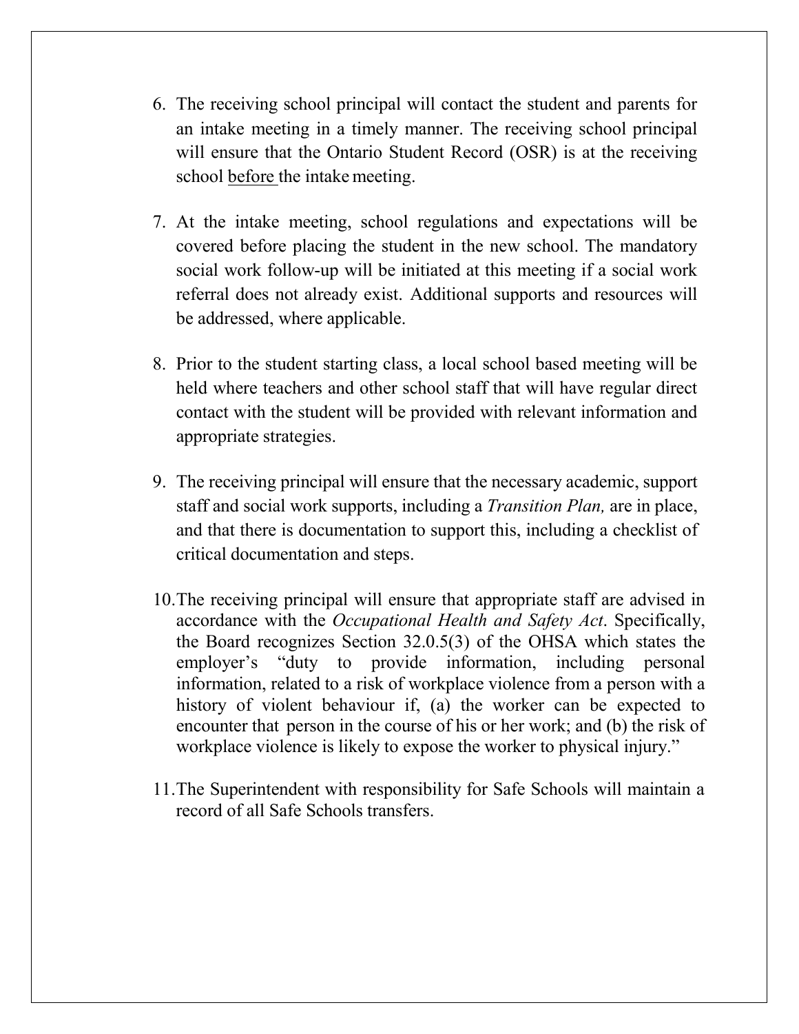6. The receiving school principal will contact the student and parents for an intake meeting in a timely manner. The receiving school principal will ensure that the Ontario Student Record (OSR) is at the receiving school <u>before</u> the intake meeting.

7. At the intake meeting, school regulations and expectations will be covered before placing the student in the new school. The mandatory social work follow-up will be initiated at this meeting if a social work referral does not already exist. Additional supports and resources will be addressed, where applicable.

8. Prior to the student starting class, a local school based meeting will be held where teachers and other school staff that will have regular direct contact with the student will be provided with relevant information and appropriate strategies.

9. The receiving principal will ensure that the necessary academic, support staff and social work supports, including a *Transition Plan,* are in place, and that there is documentation to support this, including a checklist of critical documentation and steps.

10. The receiving principal will ensure that appropriate staff are advised in accordance with the *Occupational Health and Safety Act*. Specifically, the Board recognizes Section 32.0.5(3) of the OHSA which states the employer's "duty to provide information, including personal information, related to a risk of workplace violence from a person with a history of violent behaviour if, (a) the worker can be expected to encounter that person in the course of his or her work; and (b) the risk of workplace violence is likely to expose the worker to physical injury."

11. The Superintendent with responsibility for Safe Schools will maintain a record of all Safe Schools transfers.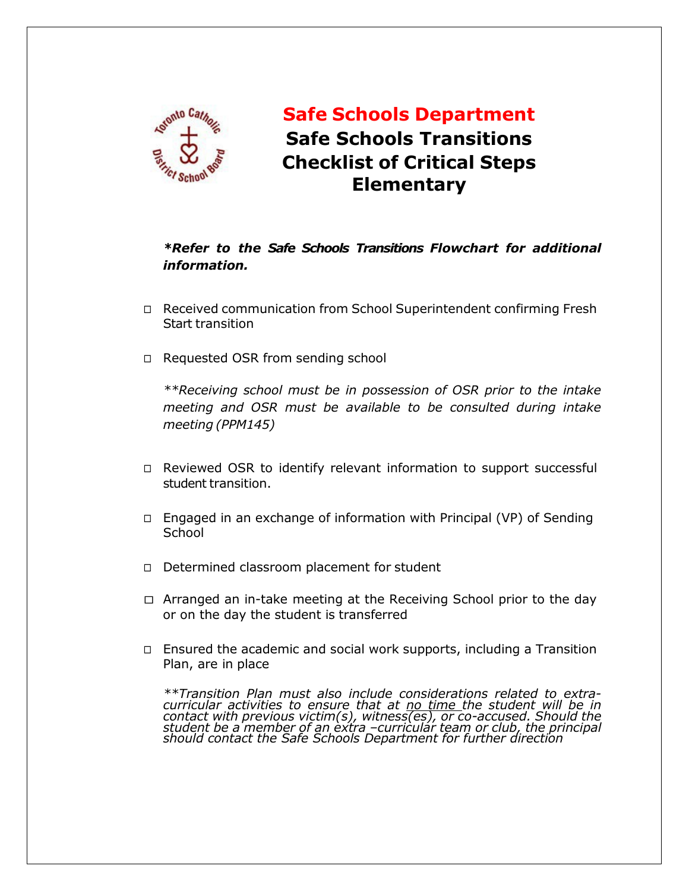# Safe Schools Department

## Safe Schools Transitions Checklist of Critical Steps Elementary

***Refer to the Safe Schools Transitions Flowchart for additional information.**

- ☐ Received communication from School Superintendent confirming Fresh Start transition

- ☐ Requested OSR from sending school

  *\*\*Receiving school must be in possession of OSR prior to the intake meeting and OSR must be available to be consulted during intake meeting (PPM145)*

- ☐ Reviewed OSR to identify relevant information to support successful student transition.

- ☐ Engaged in an exchange of information with Principal (VP) of Sending School

- ☐ Determined classroom placement for student

- ☐ Arranged an in-take meeting at the Receiving School prior to the day or on the day the student is transferred

- ☐ Ensured the academic and social work supports, including a Transition Plan, are in place

  *\*\*Transition Plan must also include considerations related to extra-curricular activities to ensure that at <u>no time</u> the student will be in contact with previous victim(s), witness(es), or co-accused. Should the student be a member of an extra –curricular team or club, the principal should contact the Safe Schools Department for further direction*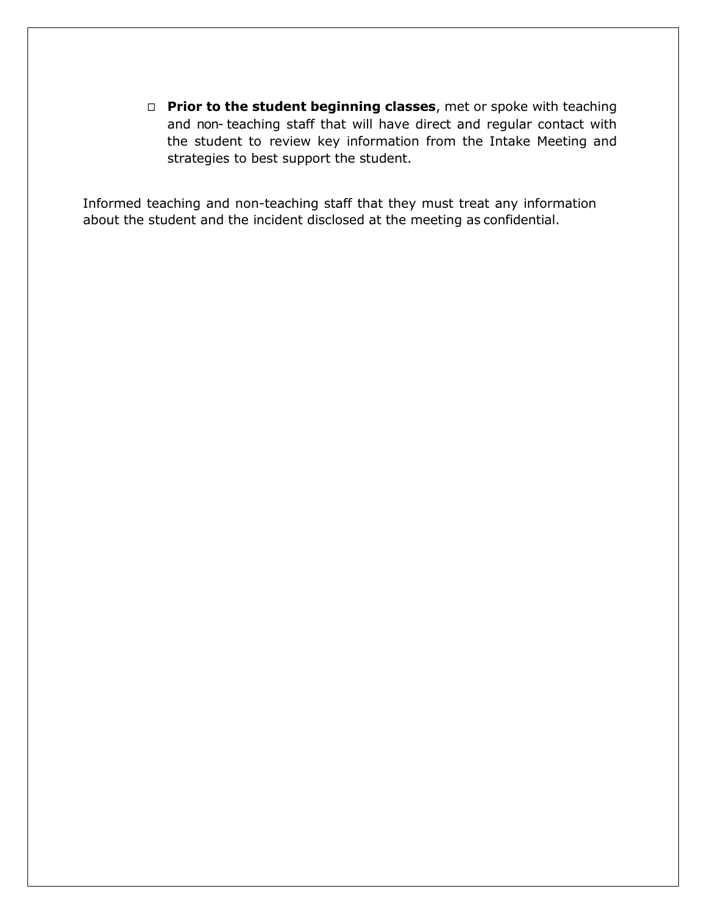- ☐ **Prior to the student beginning classes**, met or spoke with teaching and non- teaching staff that will have direct and regular contact with the student to review key information from the Intake Meeting and strategies to best support the student.

Informed teaching and non-teaching staff that they must treat any information about the student and the incident disclosed at the meeting as confidential.